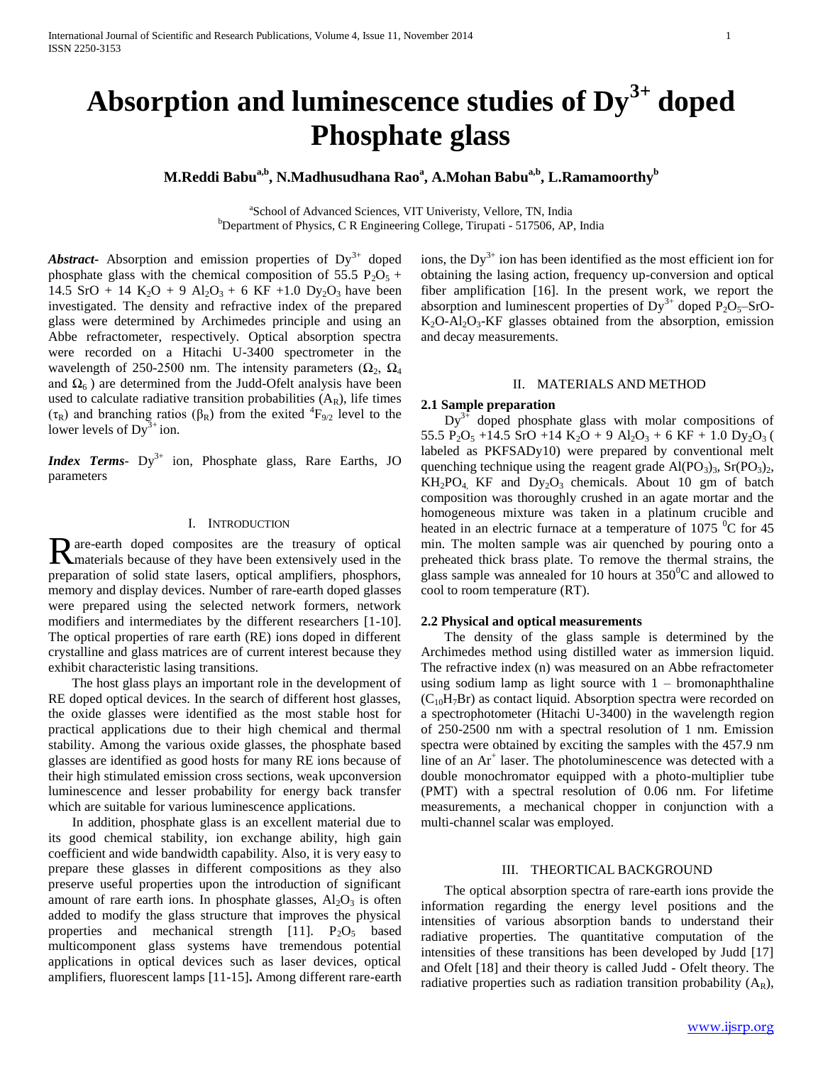# Absorption and luminescence studies of $Dy^{3+}$ doped Phosphate glass

**M.Reddi Babu[a,b], N.Madhusudhana Rao[a], A.Mohan Babu[a,b], L.Ramamoorthy[b]**

[a]School of Advanced Sciences, VIT Univeristy, Vellore, TN, India
[b]Department of Physics, C R Engineering College, Tirupati - 517506, AP, India

***Abstract-*** Absorption and emission properties of $Dy^{3+}$ doped phosphate glass with the chemical composition of 55.5 $P_2O_5$ + 14.5 SrO + 14 $K_2O$ + 9 $Al_2O_3$ + 6 KF +1.0 $Dy_2O_3$ have been investigated. The density and refractive index of the prepared glass were determined by Archimedes principle and using an Abbe refractometer, respectively. Optical absorption spectra were recorded on a Hitachi U-3400 spectrometer in the wavelength of 250-2500 nm. The intensity parameters ($\Omega_2$, $\Omega_4$ and $\Omega_6$ ) are determined from the Judd-Ofelt analysis have been used to calculate radiative transition probabilities ($A_R$), life times ($\tau_R$) and branching ratios ($\beta_R$) from the exited $^4F_{9/2}$ level to the lower levels of $Dy^{3+}$ ion.

***Index Terms-*** $Dy^{3+}$ ion, Phosphate glass, Rare Earths, JO parameters

## I. INTRODUCTION

Rare-earth doped composites are the treasury of optical materials because of they have been extensively used in the preparation of solid state lasers, optical amplifiers, phosphors, memory and display devices. Number of rare-earth doped glasses were prepared using the selected network formers, network modifiers and intermediates by the different researchers [1-10]. The optical properties of rare earth (RE) ions doped in different crystalline and glass matrices are of current interest because they exhibit characteristic lasing transitions.

The host glass plays an important role in the development of RE doped optical devices. In the search of different host glasses, the oxide glasses were identified as the most stable host for practical applications due to their high chemical and thermal stability. Among the various oxide glasses, the phosphate based glasses are identified as good hosts for many RE ions because of their high stimulated emission cross sections, weak upconversion luminescence and lesser probability for energy back transfer which are suitable for various luminescence applications.

In addition, phosphate glass is an excellent material due to its good chemical stability, ion exchange ability, high gain coefficient and wide bandwidth capability. Also, it is very easy to prepare these glasses in different compositions as they also preserve useful properties upon the introduction of significant amount of rare earth ions. In phosphate glasses, $Al_2O_3$ is often added to modify the glass structure that improves the physical properties and mechanical strength [11]. $P_2O_5$ based multicomponent glass systems have tremendous potential applications in optical devices such as laser devices, optical amplifiers, fluorescent lamps [11-15]**.** Among different rare-earth ions, the $Dy^{3+}$ ion has been identified as the most efficient ion for obtaining the lasing action, frequency up-conversion and optical fiber amplification [16]. In the present work, we report the absorption and luminescent properties of $Dy^{3+}$ doped $P_2O_5$–SrO-$K_2O$-$Al_2O_3$-KF glasses obtained from the absorption, emission and decay measurements.

## II. MATERIALS AND METHOD

### 2.1 Sample preparation

$Dy^{3+}$ doped phosphate glass with molar compositions of 55.5 $P_2O_5$ +14.5 SrO +14 $K_2O$ + 9 $Al_2O_3$ + 6 KF + 1.0 $Dy_2O_3$ ( labeled as PKFSADy10) were prepared by conventional melt quenching technique using the reagent grade $Al(PO_3)_3$, $Sr(PO_3)_2$, $KH_2PO_4$, KF and $Dy_2O_3$ chemicals. About 10 gm of batch composition was thoroughly crushed in an agate mortar and the homogeneous mixture was taken in a platinum crucible and heated in an electric furnace at a temperature of 1075 $^0$C for 45 min. The molten sample was air quenched by pouring onto a preheated thick brass plate. To remove the thermal strains, the glass sample was annealed for 10 hours at 350$^0$C and allowed to cool to room temperature (RT).

### 2.2 Physical and optical measurements

The density of the glass sample is determined by the Archimedes method using distilled water as immersion liquid. The refractive index (n) was measured on an Abbe refractometer using sodium lamp as light source with 1 – bromonaphthaline ($C_{10}H_7Br$) as contact liquid. Absorption spectra were recorded on a spectrophotometer (Hitachi U-3400) in the wavelength region of 250-2500 nm with a spectral resolution of 1 nm. Emission spectra were obtained by exciting the samples with the 457.9 nm line of an $Ar^+$ laser. The photoluminescence was detected with a double monochromator equipped with a photo-multiplier tube (PMT) with a spectral resolution of 0.06 nm. For lifetime measurements, a mechanical chopper in conjunction with a multi-channel scalar was employed.

## III. THEORTICAL BACKGROUND

The optical absorption spectra of rare-earth ions provide the information regarding the energy level positions and the intensities of various absorption bands to understand their radiative properties. The quantitative computation of the intensities of these transitions has been developed by Judd [17] and Ofelt [18] and their theory is called Judd - Ofelt theory. The radiative properties such as radiation transition probability ($A_R$),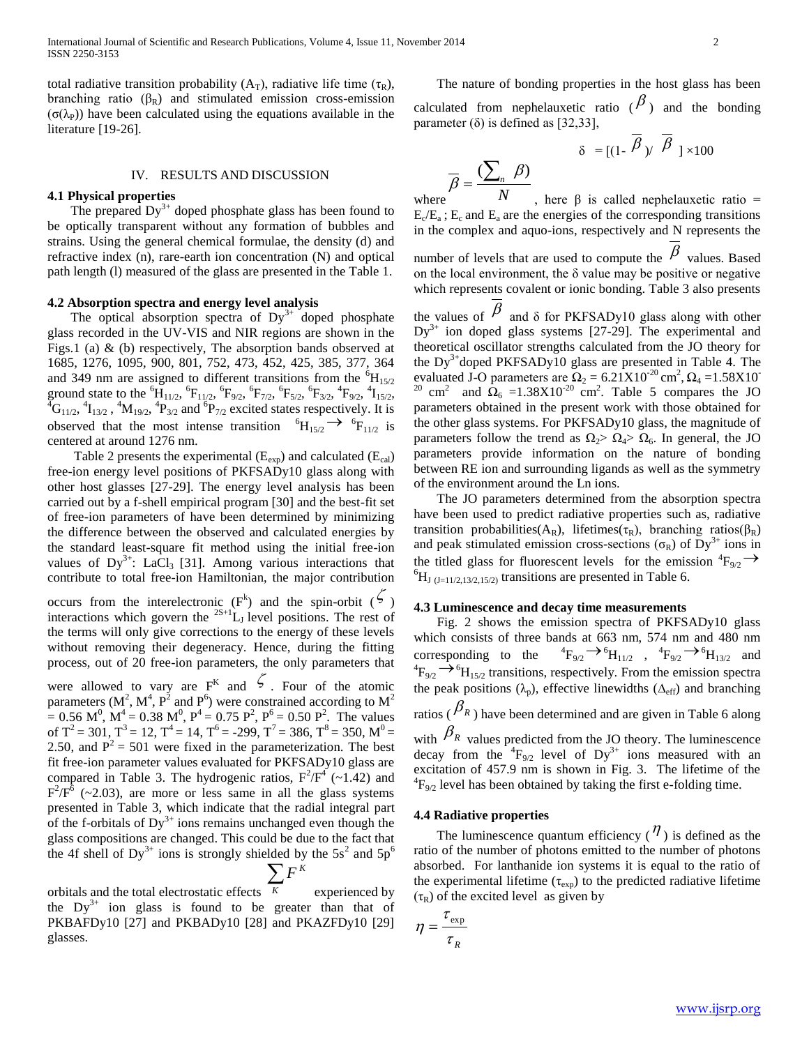total radiative transition probability ($A_T$), radiative life time ($\tau_R$), branching ratio ($\beta_R$) and stimulated emission cross-emission ($\sigma(\lambda_P)$) have been calculated using the equations available in the literature [19-26].

## IV. RESULTS AND DISCUSSION

### 4.1 Physical properties

The prepared $Dy^{3+}$ doped phosphate glass has been found to be optically transparent without any formation of bubbles and strains. Using the general chemical formulae, the density (d) and refractive index (n), rare-earth ion concentration (N) and optical path length (l) measured of the glass are presented in the Table 1.

### 4.2 Absorption spectra and energy level analysis

The optical absorption spectra of $Dy^{3+}$ doped phosphate glass recorded in the UV-VIS and NIR regions are shown in the Figs.1 (a) & (b) respectively, The absorption bands observed at 1685, 1276, 1095, 900, 801, 752, 473, 452, 425, 385, 377, 364 and 349 nm are assigned to different transitions from the $^6H_{15/2}$ ground state to the $^6H_{11/2}$, $^6F_{11/2}$, $^6F_{9/2}$, $^6F_{7/2}$, $^6F_{5/2}$, $^6F_{3/2}$, $^4F_{9/2}$, $^4I_{15/2}$, $^4G_{11/2}$, $^4I_{13/2}$, $^4M_{19/2}$, $^4P_{3/2}$ and $^6P_{7/2}$ excited states respectively. It is observed that the most intense transition $^6H_{15/2} \rightarrow {}^6F_{11/2}$ is centered at around 1276 nm.

Table 2 presents the experimental ($E_{exp}$) and calculated ($E_{cal}$) free-ion energy level positions of PKFSADy10 glass along with other host glasses [27-29]. The energy level analysis has been carried out by a f-shell empirical program [30] and the best-fit set of free-ion parameters of have been determined by minimizing the difference between the observed and calculated energies by the standard least-square fit method using the initial free-ion values of $Dy^{3+}$: $LaCl_3$ [31]. Among various interactions that contribute to total free-ion Hamiltonian, the major contribution occurs from the interelectronic ($F^k$) and the spin-orbit ($\zeta$) interactions which govern the $^{2S+1}L_J$ level positions. The rest of the terms will only give corrections to the energy of these levels without removing their degeneracy. Hence, during the fitting process, out of 20 free-ion parameters, the only parameters that were allowed to vary are $F^K$ and $\zeta$. Four of the atomic parameters ($M^2$, $M^4$, $P^2$ and $P^6$) were constrained according to $M^2 = 0.56\ M^0$, $M^4 = 0.38\ M^0$, $P^4 = 0.75\ P^2$, $P^6 = 0.50\ P^2$. The values of $T^2 = 301$, $T^3 = 12$, $T^4 = 14$, $T^6 = -299$, $T^7 = 386$, $T^8 = 350$, $M^0 = 2.50$, and $P^2 = 501$ were fixed in the parameterization. The best fit free-ion parameter values evaluated for PKFSADy10 glass are compared in Table 3. The hydrogenic ratios, $F^2/F^4$ (~1.42) and $F^2/F^6$ (~2.03), are more or less same in all the glass systems presented in Table 3, which indicate that the radial integral part of the f-orbitals of $Dy^{3+}$ ions remains unchanged even though the glass compositions are changed. This could be due to the fact that the 4f shell of $Dy^{3+}$ ions is strongly shielded by the $5s^2$ and $5p^6$ orbitals and the total electrostatic effects $\sum_K F^K$ experienced by the $Dy^{3+}$ ion glass is found to be greater than that of PKBAFDy10 [27] and PKBADy10 [28] and PKAZFDy10 [29] glasses.

The nature of bonding properties in the host glass has been calculated from nephelauxetic ratio ($\overline{\beta}$) and the bonding parameter ($\delta$) is defined as [32,33],

$$\delta = [(1-\overline{\beta})/\overline{\beta}] \times 100$$

where $\overline{\beta} = \frac{(\sum_n \beta)}{N}$, here $\beta$ is called nephelauxetic ratio = $E_c/E_a$ ; $E_c$ and $E_a$ are the energies of the corresponding transitions in the complex and aquo-ions, respectively and N represents the number of levels that are used to compute the $\overline{\beta}$ values. Based on the local environment, the $\delta$ value may be positive or negative which represents covalent or ionic bonding. Table 3 also presents the values of $\overline{\beta}$ and $\delta$ for PKFSADy10 glass along with other $Dy^{3+}$ ion doped glass systems [27-29]. The experimental and theoretical oscillator strengths calculated from the JO theory for the $Dy^{3+}$doped PKFSADy10 glass are presented in Table 4. The evaluated J-O parameters are $\Omega_2 = 6.21\times10^{-20}\ cm^2$, $\Omega_4 = 1.58\times10^{-20}\ cm^2$ and $\Omega_6 = 1.38\times10^{-20}\ cm^2$. Table 5 compares the JO parameters obtained in the present work with those obtained for the other glass systems. For PKFSADy10 glass, the magnitude of parameters follow the trend as $\Omega_2 > \Omega_4 > \Omega_6$. In general, the JO parameters provide information on the nature of bonding between RE ion and surrounding ligands as well as the symmetry of the environment around the Ln ions.

The JO parameters determined from the absorption spectra have been used to predict radiative properties such as, radiative transition probabilities($A_R$), lifetimes($\tau_R$), branching ratios($\beta_R$) and peak stimulated emission cross-sections ($\sigma_R$) of $Dy^{3+}$ ions in the titled glass for fluorescent levels for the emission $^4F_{9/2} \rightarrow {}^6H_{J\ (J=11/2,13/2,15/2)}$ transitions are presented in Table 6.

### 4.3 Luminescence and decay time measurements

Fig. 2 shows the emission spectra of PKFSADy10 glass which consists of three bands at 663 nm, 574 nm and 480 nm corresponding to the $^4F_{9/2} \rightarrow {}^6H_{11/2}$, $^4F_{9/2} \rightarrow {}^6H_{13/2}$ and $^4F_{9/2} \rightarrow {}^6H_{15/2}$ transitions, respectively. From the emission spectra the peak positions ($\lambda_p$), effective linewidths ($\Delta_{eff}$) and branching ratios ($\beta_R$) have been determined and are given in Table 6 along with $\beta_R$ values predicted from the JO theory. The luminescence decay from the $^4F_{9/2}$ level of $Dy^{3+}$ ions measured with an excitation of 457.9 nm is shown in Fig. 3. The lifetime of the $^4F_{9/2}$ level has been obtained by taking the first e-folding time.

### 4.4 Radiative properties

The luminescence quantum efficiency ($\eta$) is defined as the ratio of the number of photons emitted to the number of photons absorbed. For lanthanide ion systems it is equal to the ratio of the experimental lifetime ($\tau_{exp}$) to the predicted radiative lifetime ($\tau_R$) of the excited level as given by

$$\eta = \frac{\tau_{exp}}{\tau_R}$$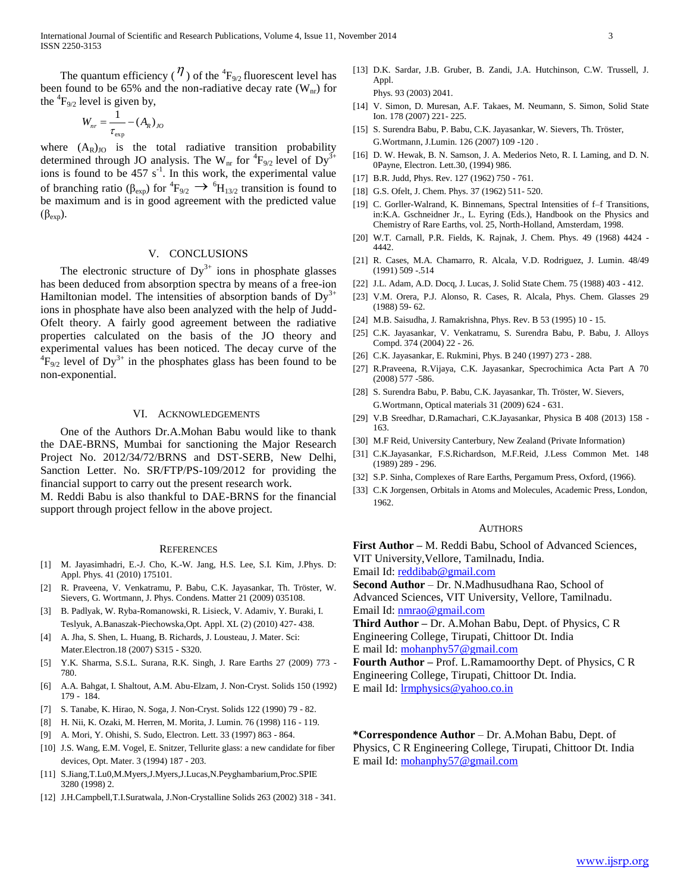The quantum efficiency ($\eta$) of the $^4F_{9/2}$ fluorescent level has been found to be 65% and the non-radiative decay rate ($W_{nr}$) for the $^4F_{9/2}$ level is given by,

$$W_{nr} = \frac{1}{\tau_{exp}} - (A_R)_{JO}$$

where $(A_R)_{JO}$ is the total radiative transition probability determined through JO analysis. The $W_{nr}$ for $^4F_{9/2}$ level of $Dy^{3+}$ ions is found to be 457 $s^{-1}$. In this work, the experimental value of branching ratio ($\beta_{exp}$) for $^4F_{9/2} \rightarrow {}^6H_{13/2}$ transition is found to be maximum and is in good agreement with the predicted value ($\beta_{exp}$).

## V. CONCLUSIONS

The electronic structure of $Dy^{3+}$ ions in phosphate glasses has been deduced from absorption spectra by means of a free-ion Hamiltonian model. The intensities of absorption bands of $Dy^{3+}$ ions in phosphate have also been analyzed with the help of Judd-Ofelt theory. A fairly good agreement between the radiative properties calculated on the basis of the JO theory and experimental values has been noticed. The decay curve of the $^4F_{9/2}$ level of $Dy^{3+}$ in the phosphates glass has been found to be non-exponential.

## VI. ACKNOWLEDGEMENTS

One of the Authors Dr.A.Mohan Babu would like to thank the DAE-BRNS, Mumbai for sanctioning the Major Research Project No. 2012/34/72/BRNS and DST-SERB, New Delhi, Sanction Letter. No. SR/FTP/PS-109/2012 for providing the financial support to carry out the present research work.
M. Reddi Babu is also thankful to DAE-BRNS for the financial support through project fellow in the above project.

## REFERENCES

[1] M. Jayasimhadri, E.-J. Cho, K.-W. Jang, H.S. Lee, S.I. Kim, J.Phys. D: Appl. Phys. 41 (2010) 175101.

[2] R. Praveena, V. Venkatramu, P. Babu, C.K. Jayasankar, Th. Tröster, W. Sievers, G. Wortmann, J. Phys. Condens. Matter 21 (2009) 035108.

[3] B. Padlyak, W. Ryba-Romanowski, R. Lisieck, V. Adamiv, Y. Buraki, I. Teslyuk, A.Banaszak-Piechowska,Opt. Appl. XL (2) (2010) 427- 438.

[4] A. Jha, S. Shen, L. Huang, B. Richards, J. Lousteau, J. Mater. Sci: Mater.Electron.18 (2007) S315 - S320.

[5] Y.K. Sharma, S.S.L. Surana, R.K. Singh, J. Rare Earths 27 (2009) 773 - 780.

[6] A.A. Bahgat, I. Shaltout, A.M. Abu-Elzam, J. Non-Cryst. Solids 150 (1992) 179 - 184.

[7] S. Tanabe, K. Hirao, N. Soga, J. Non-Cryst. Solids 122 (1990) 79 - 82.

[8] H. Nii, K. Ozaki, M. Herren, M. Morita, J. Lumin. 76 (1998) 116 - 119.

[9] A. Mori, Y. Ohishi, S. Sudo, Electron. Lett. 33 (1997) 863 - 864.

[10] J.S. Wang, E.M. Vogel, E. Snitzer, Tellurite glass: a new candidate for fiber devices, Opt. Mater. 3 (1994) 187 - 203.

[11] S.Jiang,T.Lu0,M.Myers,J.Myers,J.Lucas,N.Peyghambarium,Proc.SPIE 3280 (1998) 2.

[12] J.H.Campbell,T.I.Suratwala, J.Non-Crystalline Solids 263 (2002) 318 - 341.

[13] D.K. Sardar, J.B. Gruber, B. Zandi, J.A. Hutchinson, C.W. Trussell, J. Appl. Phys. 93 (2003) 2041.

[14] V. Simon, D. Muresan, A.F. Takaes, M. Neumann, S. Simon, Solid State Ion. 178 (2007) 221- 225.

[15] S. Surendra Babu, P. Babu, C.K. Jayasankar, W. Sievers, Th. Tröster, G.Wortmann, J.Lumin. 126 (2007) 109 -120 .

[16] D. W. Hewak, B. N. Samson, J. A. Mederios Neto, R. I. Laming, and D. N. 0Payne, Electron. Lett.30, (1994) 986.

[17] B.R. Judd, Phys. Rev. 127 (1962) 750 - 761.

[18] G.S. Ofelt, J. Chem. Phys. 37 (1962) 511- 520.

[19] C. Gorller-Walrand, K. Binnemans, Spectral Intensities of f–f Transitions, in:K.A. Gschneidner Jr., L. Eyring (Eds.), Handbook on the Physics and Chemistry of Rare Earths, vol. 25, North-Holland, Amsterdam, 1998.

[20] W.T. Carnall, P.R. Fields, K. Rajnak, J. Chem. Phys. 49 (1968) 4424 - 4442.

[21] R. Cases, M.A. Chamarro, R. Alcala, V.D. Rodriguez, J. Lumin. 48/49 (1991) 509 -.514

[22] J.L. Adam, A.D. Docq, J. Lucas, J. Solid State Chem. 75 (1988) 403 - 412.

[23] V.M. Orera, P.J. Alonso, R. Cases, R. Alcala, Phys. Chem. Glasses 29 (1988) 59- 62.

[24] M.B. Saisudha, J. Ramakrishna, Phys. Rev. B 53 (1995) 10 - 15.

[25] C.K. Jayasankar, V. Venkatramu, S. Surendra Babu, P. Babu, J. Alloys Compd. 374 (2004) 22 - 26.

[26] C.K. Jayasankar, E. Rukmini, Phys. B 240 (1997) 273 - 288.

[27] R.Praveena, R.Vijaya, C.K. Jayasankar, Specrochimica Acta Part A 70 (2008) 577 -586.

[28] S. Surendra Babu, P. Babu, C.K. Jayasankar, Th. Tröster, W. Sievers, G.Wortmann, Optical materials 31 (2009) 624 - 631.

[29] V.B Sreedhar, D.Ramachari, C.K.Jayasankar, Physica B 408 (2013) 158 - 163.

[30] M.F Reid, University Canterbury, New Zealand (Private Information)

[31] C.K.Jayasankar, F.S.Richardson, M.F.Reid, J.Less Common Met. 148 (1989) 289 - 296.

[32] S.P. Sinha, Complexes of Rare Earths, Pergamum Press, Oxford, (1966).

[33] C.K Jorgensen, Orbitals in Atoms and Molecules, Academic Press, London, 1962.

## AUTHORS

**First Author** – M. Reddi Babu, School of Advanced Sciences, VIT University,Vellore, Tamilnadu, India.
Email Id: reddibab@gmail.com

**Second Author** – Dr. N.Madhusudhana Rao, School of Advanced Sciences, VIT University, Vellore, Tamilnadu.
Email Id: nmrao@gmail.com

**Third Author** – Dr. A.Mohan Babu, Dept. of Physics, C R Engineering College, Tirupati, Chittoor Dt. India
E mail Id: mohanphy57@gmail.com

**Fourth Author** – Prof. L.Ramamoorthy Dept. of Physics, C R Engineering College, Tirupati, Chittoor Dt. India.
E mail Id: lrmphysics@yahoo.co.in

**\*Correspondence Author** – Dr. A.Mohan Babu, Dept. of Physics, C R Engineering College, Tirupati, Chittoor Dt. India
E mail Id: mohanphy57@gmail.com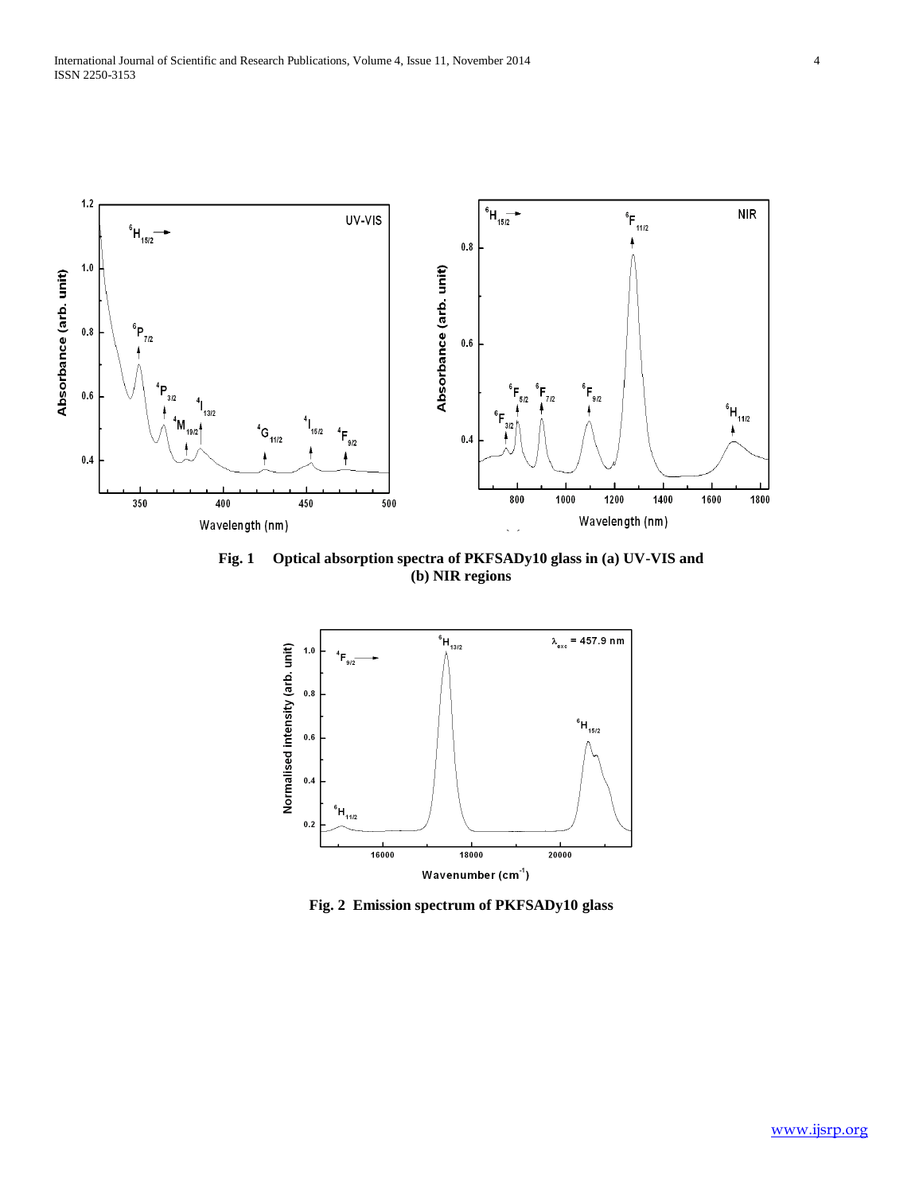**Fig. 1 Optical absorption spectra of PKFSADy10 glass in (a) UV-VIS and (b) NIR regions**

**Fig. 2 Emission spectrum of PKFSADy10 glass**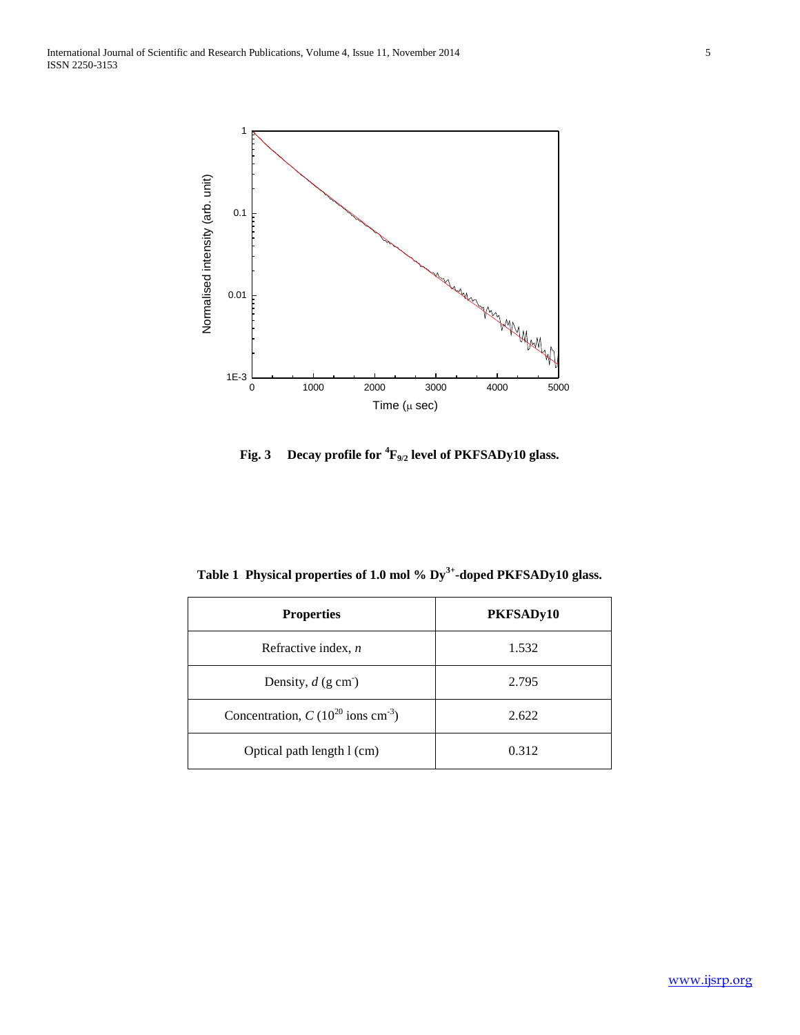**Fig. 3 Decay profile for $^4F_{9/2}$ level of PKFSADy10 glass.**

**Table 1 Physical properties of 1.0 mol % $Dy^{3+}$-doped PKFSADy10 glass.**

| Properties | PKFSADy10 |
|---|---|
| Refractive index, *n* | 1.532 |
| Density, *d* (g cm$^{-}$) | 2.795 |
| Concentration, *C* ($10^{20}$ ions cm$^{-3}$) | 2.622 |
| Optical path length l (cm) | 0.312 |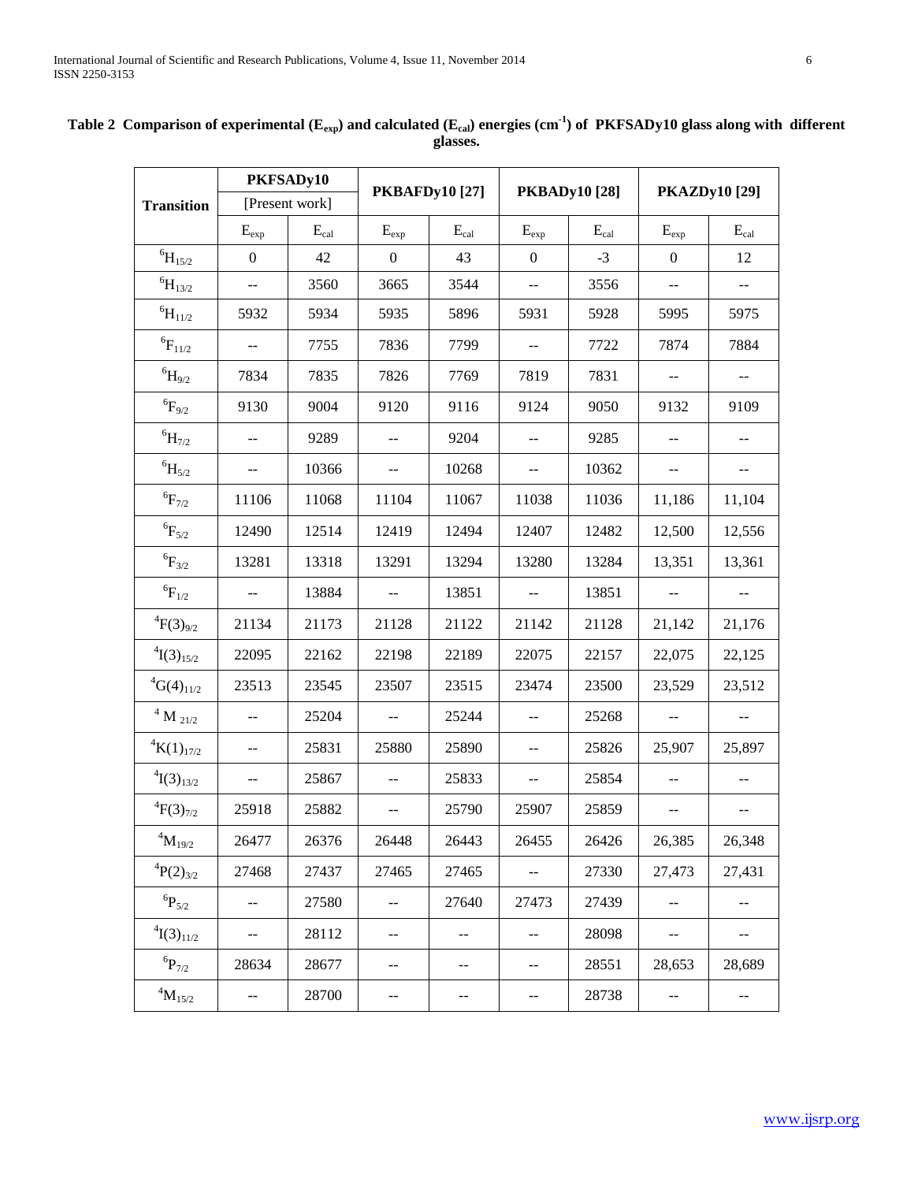**Table 2 Comparison of experimental ($E_{exp}$) and calculated ($E_{cal}$) energies ($cm^{-1}$) of PKFSADy10 glass along with different glasses.**

| Transition | PKFSADy10 [Present work] | | PKBAFDy10 [27] | | PKBADy10 [28] | | PKAZDy10 [29] | |
|---|---|---|---|---|---|---|---|---|
| | $E_{exp}$ | $E_{cal}$ | $E_{exp}$ | $E_{cal}$ | $E_{exp}$ | $E_{cal}$ | $E_{exp}$ | $E_{cal}$ |
| $^6H_{15/2}$ | 0 | 42 | 0 | 43 | 0 | -3 | 0 | 12 |
| $^6H_{13/2}$ | -- | 3560 | 3665 | 3544 | -- | 3556 | -- | -- |
| $^6H_{11/2}$ | 5932 | 5934 | 5935 | 5896 | 5931 | 5928 | 5995 | 5975 |
| $^6F_{11/2}$ | -- | 7755 | 7836 | 7799 | -- | 7722 | 7874 | 7884 |
| $^6H_{9/2}$ | 7834 | 7835 | 7826 | 7769 | 7819 | 7831 | -- | -- |
| $^6F_{9/2}$ | 9130 | 9004 | 9120 | 9116 | 9124 | 9050 | 9132 | 9109 |
| $^6H_{7/2}$ | -- | 9289 | -- | 9204 | -- | 9285 | -- | -- |
| $^6H_{5/2}$ | -- | 10366 | -- | 10268 | -- | 10362 | -- | -- |
| $^6F_{7/2}$ | 11106 | 11068 | 11104 | 11067 | 11038 | 11036 | 11,186 | 11,104 |
| $^6F_{5/2}$ | 12490 | 12514 | 12419 | 12494 | 12407 | 12482 | 12,500 | 12,556 |
| $^6F_{3/2}$ | 13281 | 13318 | 13291 | 13294 | 13280 | 13284 | 13,351 | 13,361 |
| $^6F_{1/2}$ | -- | 13884 | -- | 13851 | -- | 13851 | -- | -- |
| $^4F(3)_{9/2}$ | 21134 | 21173 | 21128 | 21122 | 21142 | 21128 | 21,142 | 21,176 |
| $^4I(3)_{15/2}$ | 22095 | 22162 | 22198 | 22189 | 22075 | 22157 | 22,075 | 22,125 |
| $^4G(4)_{11/2}$ | 23513 | 23545 | 23507 | 23515 | 23474 | 23500 | 23,529 | 23,512 |
| $^4M_{21/2}$ | -- | 25204 | -- | 25244 | -- | 25268 | -- | -- |
| $^4K(1)_{17/2}$ | -- | 25831 | 25880 | 25890 | -- | 25826 | 25,907 | 25,897 |
| $^4I(3)_{13/2}$ | -- | 25867 | -- | 25833 | -- | 25854 | -- | -- |
| $^4F(3)_{7/2}$ | 25918 | 25882 | -- | 25790 | 25907 | 25859 | -- | -- |
| $^4M_{19/2}$ | 26477 | 26376 | 26448 | 26443 | 26455 | 26426 | 26,385 | 26,348 |
| $^4P(2)_{3/2}$ | 27468 | 27437 | 27465 | 27465 | -- | 27330 | 27,473 | 27,431 |
| $^6P_{5/2}$ | -- | 27580 | -- | 27640 | 27473 | 27439 | -- | -- |
| $^4I(3)_{11/2}$ | -- | 28112 | -- | -- | -- | 28098 | -- | -- |
| $^6P_{7/2}$ | 28634 | 28677 | -- | -- | -- | 28551 | 28,653 | 28,689 |
| $^4M_{15/2}$ | -- | 28700 | -- | -- | -- | 28738 | -- | -- |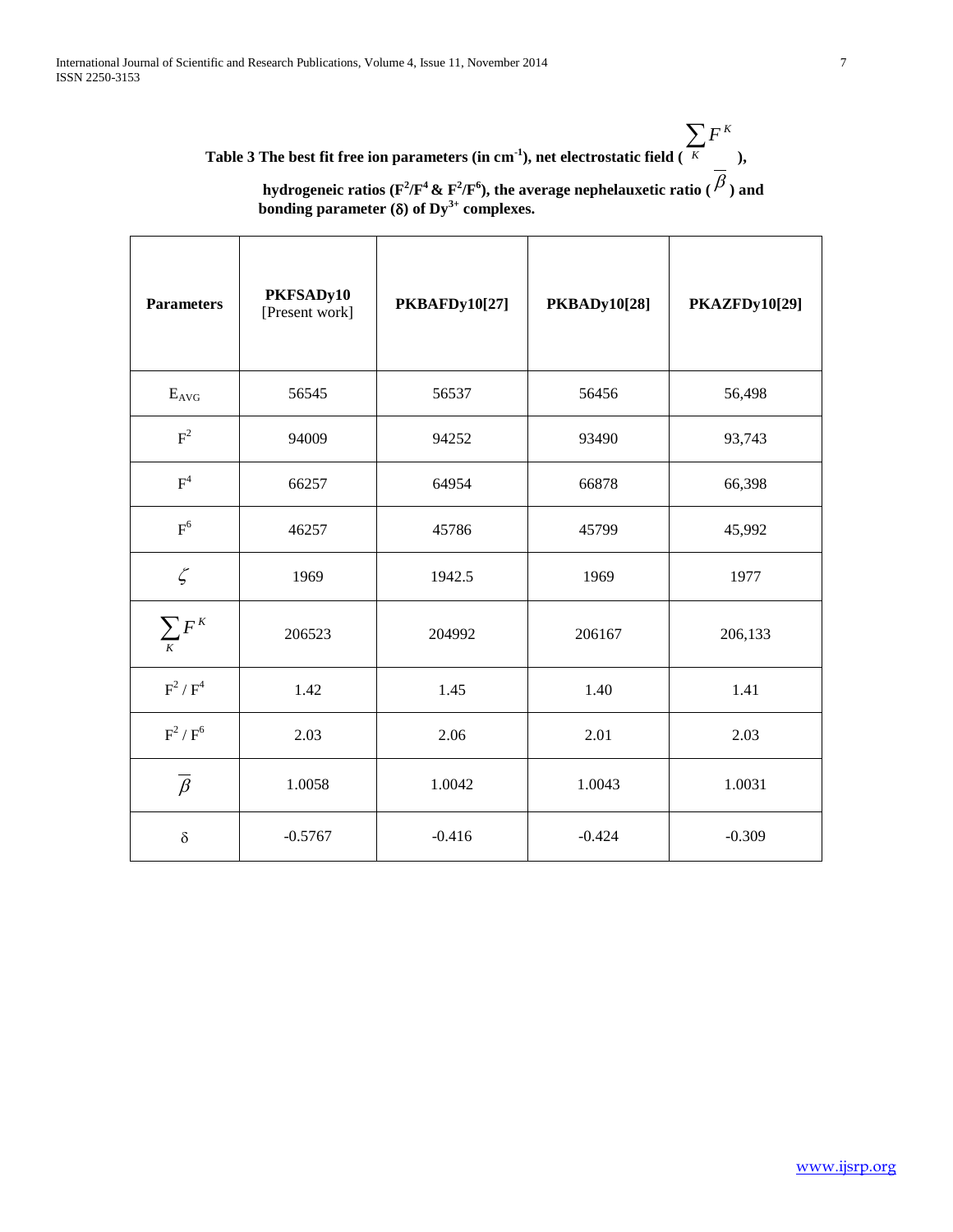**Table 3 The best fit free ion parameters (in $cm^{-1}$), net electrostatic field ($\sum_K F^K$), hydrogeneic ratios ($F^2/F^4$ & $F^2/F^6$), the average nephelauxetic ratio ($\overline{\beta}$) and bonding parameter ($\delta$) of $Dy^{3+}$ complexes.**

| **Parameters** | **PKFSADy10** [Present work] | **PKBAFDy10[27]** | **PKBADy10[28]** | **PKAZFDy10[29]** |
|---|---|---|---|---|
| $E_{AVG}$ | 56545 | 56537 | 56456 | 56,498 |
| $F^2$ | 94009 | 94252 | 93490 | 93,743 |
| $F^4$ | 66257 | 64954 | 66878 | 66,398 |
| $F^6$ | 46257 | 45786 | 45799 | 45,992 |
| $\zeta$ | 1969 | 1942.5 | 1969 | 1977 |
| $\sum_K F^K$ | 206523 | 204992 | 206167 | 206,133 |
| $F^2 / F^4$ | 1.42 | 1.45 | 1.40 | 1.41 |
| $F^2 / F^6$ | 2.03 | 2.06 | 2.01 | 2.03 |
| $\overline{\beta}$ | 1.0058 | 1.0042 | 1.0043 | 1.0031 |
| $\delta$ | -0.5767 | -0.416 | -0.424 | -0.309 |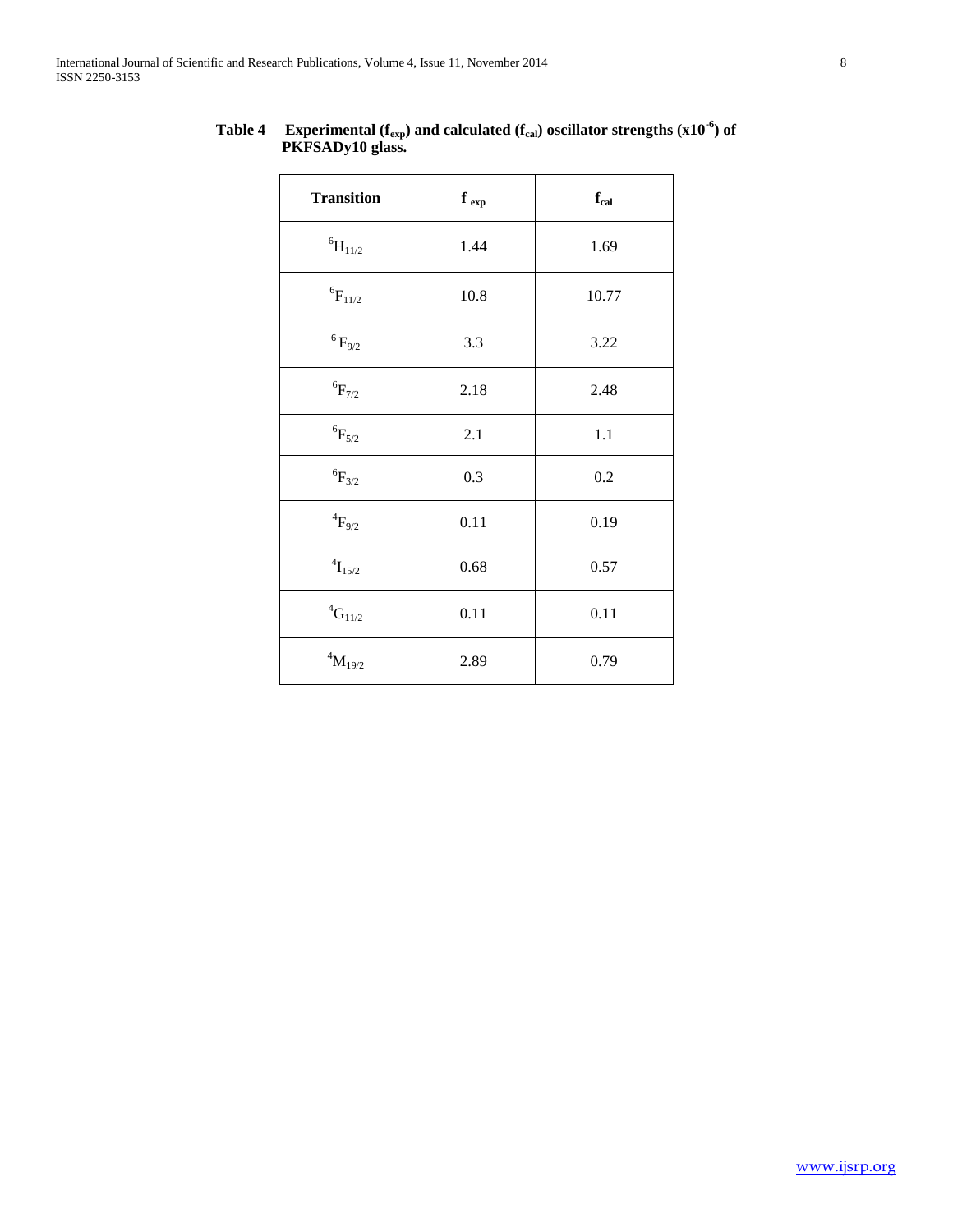**Table 4 Experimental ($f_{exp}$) and calculated ($f_{cal}$) oscillator strengths ($x10^{-6}$) of PKFSADy10 glass.**

| Transition | $f_{exp}$ | $f_{cal}$ |
|---|---|---|
| $^6H_{11/2}$ | 1.44 | 1.69 |
| $^6F_{11/2}$ | 10.8 | 10.77 |
| $^6F_{9/2}$ | 3.3 | 3.22 |
| $^6F_{7/2}$ | 2.18 | 2.48 |
| $^6F_{5/2}$ | 2.1 | 1.1 |
| $^6F_{3/2}$ | 0.3 | 0.2 |
| $^4F_{9/2}$ | 0.11 | 0.19 |
| $^4I_{15/2}$ | 0.68 | 0.57 |
| $^4G_{11/2}$ | 0.11 | 0.11 |
| $^4M_{19/2}$ | 2.89 | 0.79 |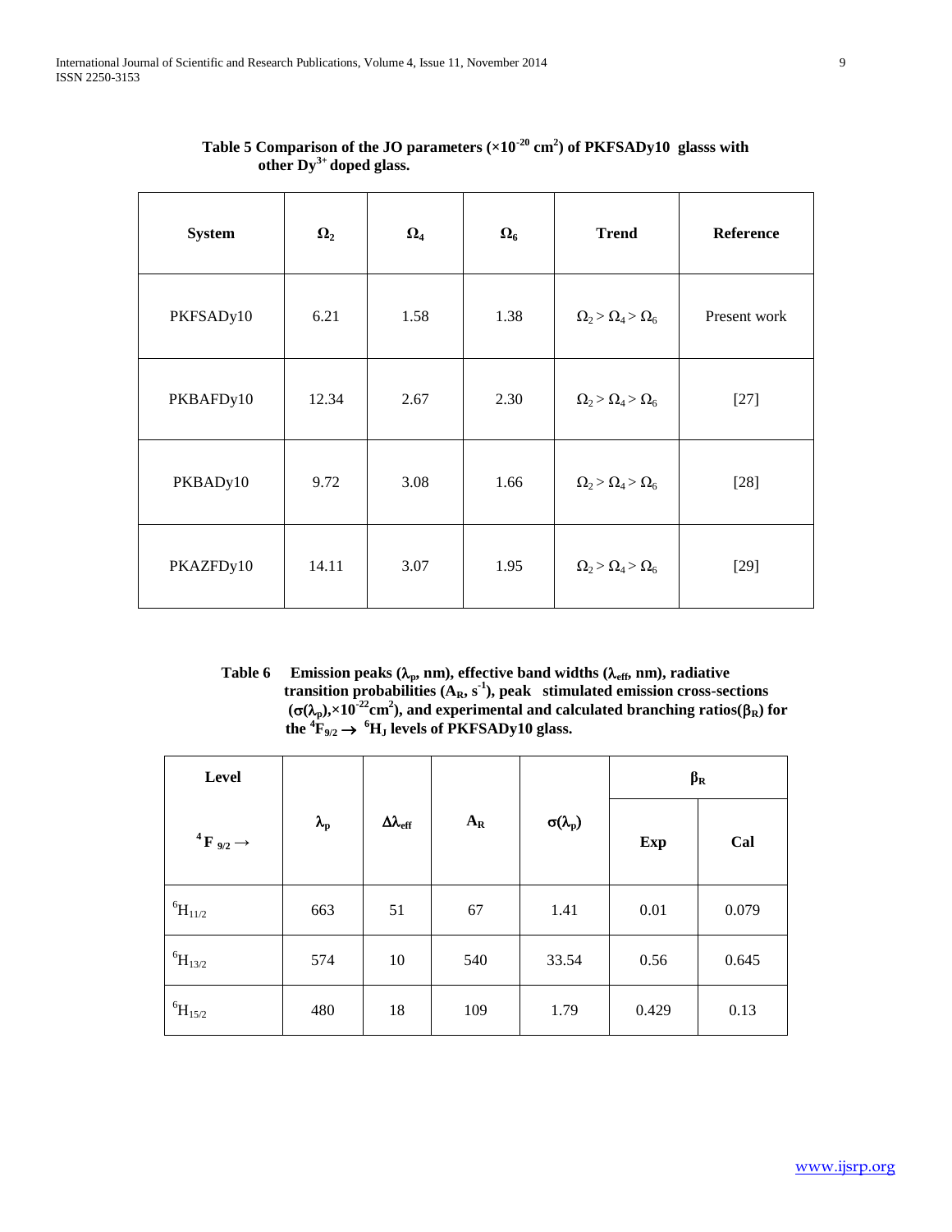**Table 5 Comparison of the JO parameters ($\times10^{-20}$ $cm^2$) of PKFSADy10 glasss with other $Dy^{3+}$ doped glass.**

| System | $\Omega_2$ | $\Omega_4$ | $\Omega_6$ | Trend | Reference |
|---|---|---|---|---|---|
| PKFSADy10 | 6.21 | 1.58 | 1.38 | $\Omega_2 > \Omega_4 > \Omega_6$ | Present work |
| PKBAFDy10 | 12.34 | 2.67 | 2.30 | $\Omega_2 > \Omega_4 > \Omega_6$ | [27] |
| PKBADy10 | 9.72 | 3.08 | 1.66 | $\Omega_2 > \Omega_4 > \Omega_6$ | [28] |
| PKAZFDy10 | 14.11 | 3.07 | 1.95 | $\Omega_2 > \Omega_4 > \Omega_6$ | [29] |

**Table 6 Emission peaks ($\lambda_p$, nm), effective band widths ($\lambda_{eff}$, nm), radiative transition probabilities ($A_R$, $s^{-1}$), peak stimulated emission cross-sections ($\sigma(\lambda_p)$,$\times10^{-22}$$cm^2$), and experimental and calculated branching ratios($\beta_R$) for the $^4F_{9/2} \rightarrow$ $^6H_J$ levels of PKFSADy10 glass.**

| Level $^4F_{9/2} \rightarrow$ | $\lambda_p$ | $\Delta\lambda_{eff}$ | $A_R$ | $\sigma(\lambda_p)$ | $\beta_R$ | |
|---|---|---|---|---|---|---|
| | | | | | Exp | Cal |
| $^6H_{11/2}$ | 663 | 51 | 67 | 1.41 | 0.01 | 0.079 |
| $^6H_{13/2}$ | 574 | 10 | 540 | 33.54 | 0.56 | 0.645 |
| $^6H_{15/2}$ | 480 | 18 | 109 | 1.79 | 0.429 | 0.13 |